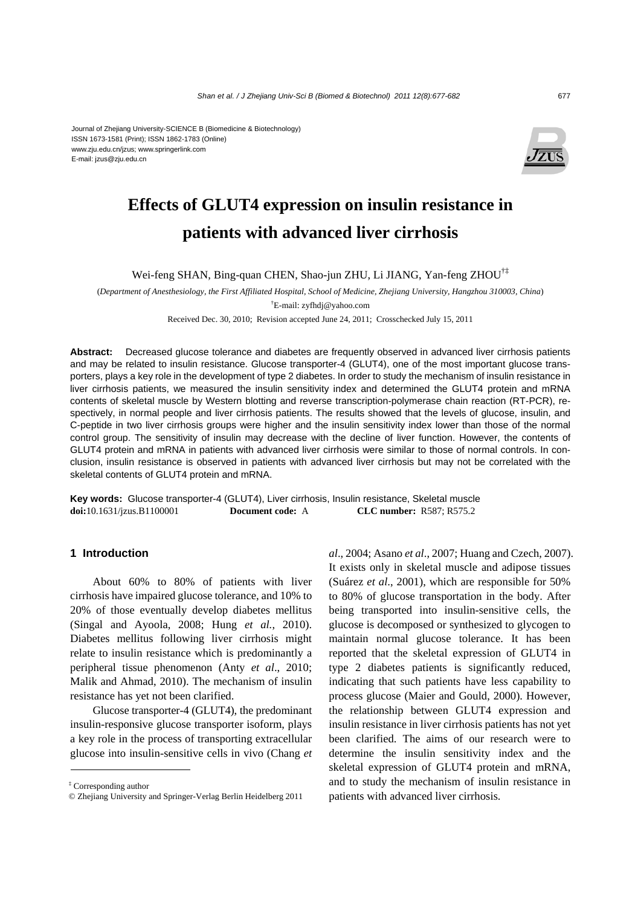Journal of Zhejiang University-SCIENCE B (Biomedicine & Biotechnology)
ISSN 1673-1581 (Print); ISSN 1862-1783 (Online)
www.zju.edu.cn/jzus; www.springerlink.com
E-mail: jzus@zju.edu.cn

# Effects of GLUT4 expression on insulin resistance in patients with advanced liver cirrhosis

Wei-feng SHAN, Bing-quan CHEN, Shao-jun ZHU, Li JIANG, Yan-feng ZHOU[†‡]

(*Department of Anesthesiology, the First Affiliated Hospital, School of Medicine, Zhejiang University, Hangzhou 310003, China*)

[†]E-mail: zyfhdj@yahoo.com

Received Dec. 30, 2010; Revision accepted June 24, 2011; Crosschecked July 15, 2011

**Abstract:** Decreased glucose tolerance and diabetes are frequently observed in advanced liver cirrhosis patients and may be related to insulin resistance. Glucose transporter-4 (GLUT4), one of the most important glucose transporters, plays a key role in the development of type 2 diabetes. In order to study the mechanism of insulin resistance in liver cirrhosis patients, we measured the insulin sensitivity index and determined the GLUT4 protein and mRNA contents of skeletal muscle by Western blotting and reverse transcription-polymerase chain reaction (RT-PCR), respectively, in normal people and liver cirrhosis patients. The results showed that the levels of glucose, insulin, and C-peptide in two liver cirrhosis groups were higher and the insulin sensitivity index lower than those of the normal control group. The sensitivity of insulin may decrease with the decline of liver function. However, the contents of GLUT4 protein and mRNA in patients with advanced liver cirrhosis were similar to those of normal controls. In conclusion, insulin resistance is observed in patients with advanced liver cirrhosis but may not be correlated with the skeletal contents of GLUT4 protein and mRNA.

**Key words:** Glucose transporter-4 (GLUT4), Liver cirrhosis, Insulin resistance, Skeletal muscle
**doi:**10.1631/jzus.B1100001 **Document code:** A **CLC number:** R587; R575.2

## 1 Introduction

About 60% to 80% of patients with liver cirrhosis have impaired glucose tolerance, and 10% to 20% of those eventually develop diabetes mellitus (Singal and Ayoola, 2008; Hung *et al.*, 2010). Diabetes mellitus following liver cirrhosis might relate to insulin resistance which is predominantly a peripheral tissue phenomenon (Anty *et al*., 2010; Malik and Ahmad, 2010). The mechanism of insulin resistance has yet not been clarified.

Glucose transporter-4 (GLUT4), the predominant insulin-responsive glucose transporter isoform, plays a key role in the process of transporting extracellular glucose into insulin-sensitive cells in vivo (Chang *et al*., 2004; Asano *et al*., 2007; Huang and Czech, 2007). It exists only in skeletal muscle and adipose tissues (Suárez *et al*., 2001), which are responsible for 50% to 80% of glucose transportation in the body. After being transported into insulin-sensitive cells, the glucose is decomposed or synthesized to glycogen to maintain normal glucose tolerance. It has been reported that the skeletal expression of GLUT4 in type 2 diabetes patients is significantly reduced, indicating that such patients have less capability to process glucose (Maier and Gould, 2000). However, the relationship between GLUT4 expression and insulin resistance in liver cirrhosis patients has not yet been clarified. The aims of our research were to determine the insulin sensitivity index and the skeletal expression of GLUT4 protein and mRNA, and to study the mechanism of insulin resistance in patients with advanced liver cirrhosis.

[‡] Corresponding author

© Zhejiang University and Springer-Verlag Berlin Heidelberg 2011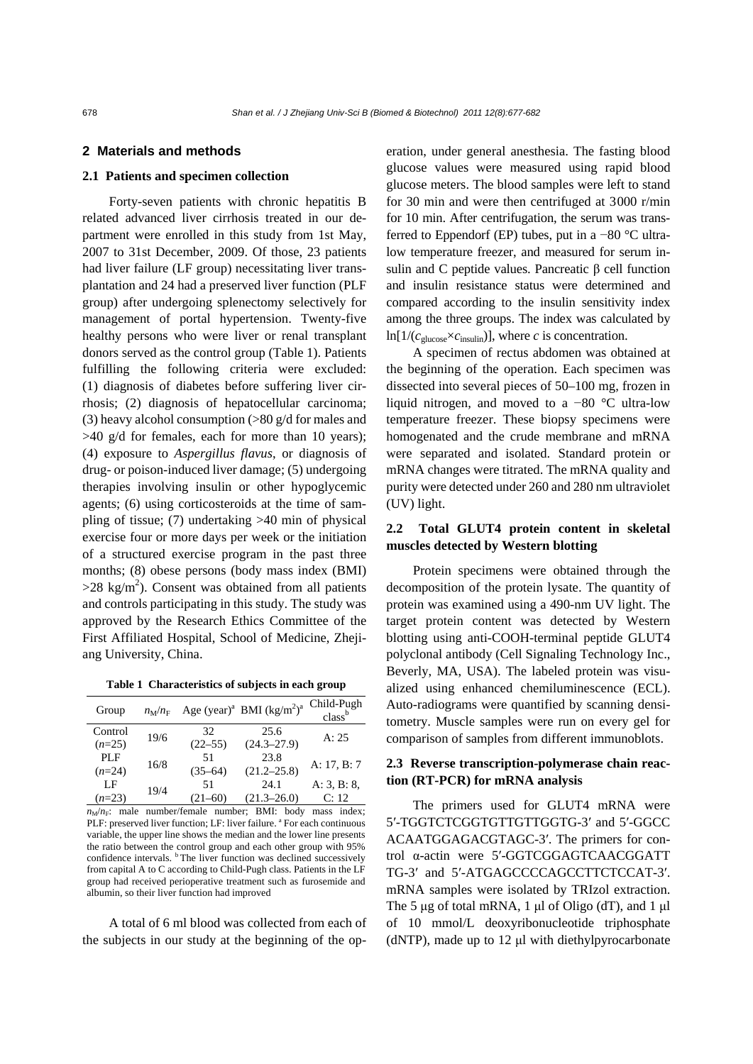## 2 Materials and methods

### 2.1 Patients and specimen collection

Forty-seven patients with chronic hepatitis B related advanced liver cirrhosis treated in our department were enrolled in this study from 1st May, 2007 to 31st December, 2009. Of those, 23 patients had liver failure (LF group) necessitating liver transplantation and 24 had a preserved liver function (PLF group) after undergoing splenectomy selectively for management of portal hypertension. Twenty-five healthy persons who were liver or renal transplant donors served as the control group (Table 1). Patients fulfilling the following criteria were excluded: (1) diagnosis of diabetes before suffering liver cirrhosis; (2) diagnosis of hepatocellular carcinoma; (3) heavy alcohol consumption (>80 g/d for males and >40 g/d for females, each for more than 10 years); (4) exposure to *Aspergillus flavus*, or diagnosis of drug- or poison-induced liver damage; (5) undergoing therapies involving insulin or other hypoglycemic agents; (6) using corticosteroids at the time of sampling of tissue; (7) undertaking >40 min of physical exercise four or more days per week or the initiation of a structured exercise program in the past three months; (8) obese persons (body mass index (BMI) >28 kg/m$^2$). Consent was obtained from all patients and controls participating in this study. The study was approved by the Research Ethics Committee of the First Affiliated Hospital, School of Medicine, Zhejiang University, China.

**Table 1 Characteristics of subjects in each group**

| Group | $n_M/n_F$ | Age (year)[a] | BMI (kg/m$^2$)[a] | Child-Pugh class[b] |
|---|---|---|---|---|
| Control ($n$=25) | 19/6 | 32 (22–55) | 25.6 (24.3–27.9) | A: 25 |
| PLF ($n$=24) | 16/8 | 51 (35–64) | 23.8 (21.2–25.8) | A: 17, B: 7 |
| LF ($n$=23) | 19/4 | 51 (21–60) | 24.1 (21.3–26.0) | A: 3, B: 8, C: 12 |

$n_M/n_F$: male number/female number; BMI: body mass index; PLF: preserved liver function; LF: liver failure. [a] For each continuous variable, the upper line shows the median and the lower line presents the ratio between the control group and each other group with 95% confidence intervals. [b] The liver function was declined successively from capital A to C according to Child-Pugh class. Patients in the LF group had received perioperative treatment such as furosemide and albumin, so their liver function had improved

A total of 6 ml blood was collected from each of the subjects in our study at the beginning of the operation, under general anesthesia. The fasting blood glucose values were measured using rapid blood glucose meters. The blood samples were left to stand for 30 min and were then centrifuged at 3000 r/min for 10 min. After centrifugation, the serum was transferred to Eppendorf (EP) tubes, put in a −80 °C ultra-low temperature freezer, and measured for serum insulin and C peptide values. Pancreatic β cell function and insulin resistance status were determined and compared according to the insulin sensitivity index among the three groups. The index was calculated by $\ln[1/(c_{\text{glucose}}\times c_{\text{insulin}})]$, where $c$ is concentration.

A specimen of rectus abdomen was obtained at the beginning of the operation. Each specimen was dissected into several pieces of 50–100 mg, frozen in liquid nitrogen, and moved to a −80 °C ultra-low temperature freezer. These biopsy specimens were homogenated and the crude membrane and mRNA were separated and isolated. Standard protein or mRNA changes were titrated. The mRNA quality and purity were detected under 260 and 280 nm ultraviolet (UV) light.

### 2.2 Total GLUT4 protein content in skeletal muscles detected by Western blotting

Protein specimens were obtained through the decomposition of the protein lysate. The quantity of protein was examined using a 490-nm UV light. The target protein content was detected by Western blotting using anti-COOH-terminal peptide GLUT4 polyclonal antibody (Cell Signaling Technology Inc., Beverly, MA, USA). The labeled protein was visualized using enhanced chemiluminescence (ECL). Auto-radiograms were quantified by scanning densitometry. Muscle samples were run on every gel for comparison of samples from different immunoblots.

### 2.3 Reverse transcription-polymerase chain reaction (RT-PCR) for mRNA analysis

The primers used for GLUT4 mRNA were 5′-TGGTCTCGGTGTTGTTGGTG-3′ and 5′-GGCCACAATGGAGACGTAGC-3′. The primers for control α-actin were 5′-GGTCGGAGTCAACGGATTTG-3′ and 5′-ATGAGCCCCAGCCTTCTCCAT-3′. mRNA samples were isolated by TRIzol extraction. The 5 μg of total mRNA, 1 μl of Oligo (dT), and 1 μl of 10 mmol/L deoxyribonucleotide triphosphate (dNTP), made up to 12 μl with diethylpyrocarbonate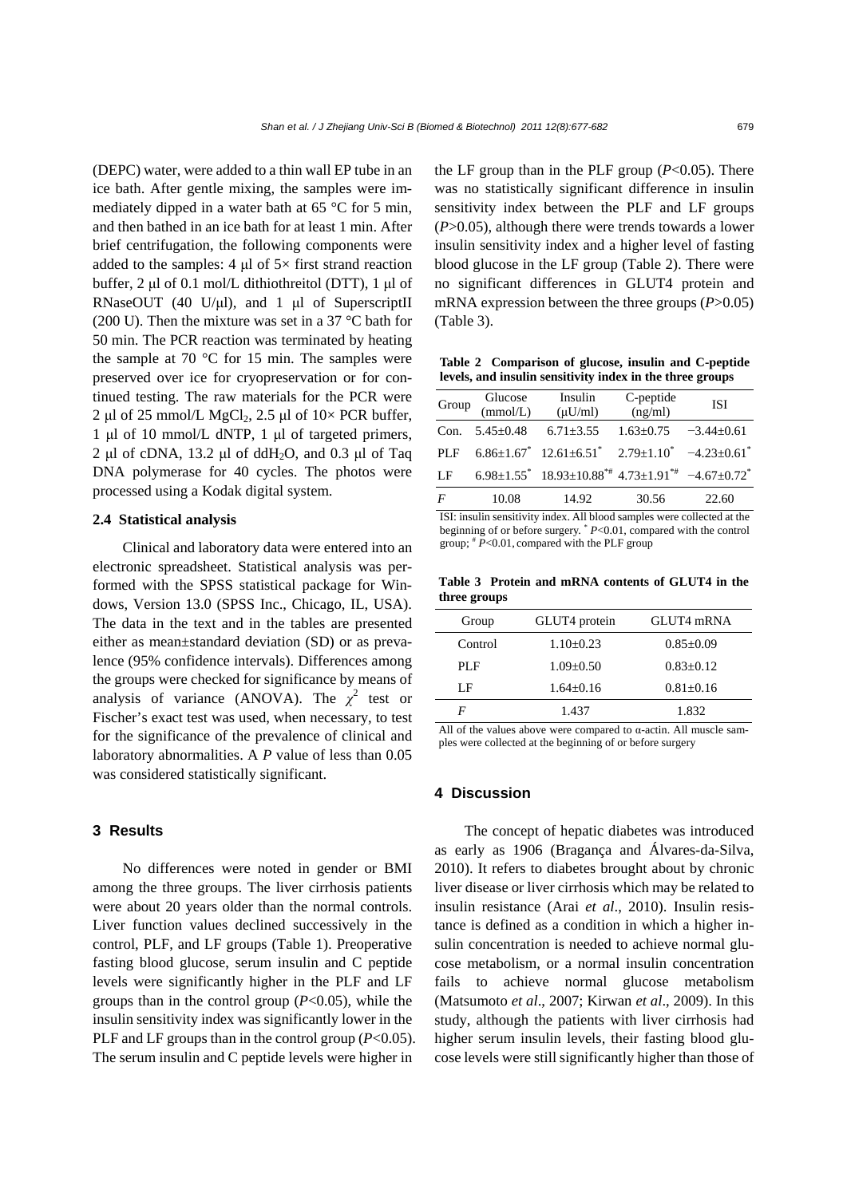(DEPC) water, were added to a thin wall EP tube in an ice bath. After gentle mixing, the samples were immediately dipped in a water bath at 65 °C for 5 min, and then bathed in an ice bath for at least 1 min. After brief centrifugation, the following components were added to the samples: 4 μl of 5× first strand reaction buffer, 2 μl of 0.1 mol/L dithiothreitol (DTT), 1 μl of RNaseOUT (40 U/μl), and 1 μl of SuperscriptII (200 U). Then the mixture was set in a 37 °C bath for 50 min. The PCR reaction was terminated by heating the sample at 70 °C for 15 min. The samples were preserved over ice for cryopreservation or for continued testing. The raw materials for the PCR were 2 μl of 25 mmol/L $MgCl_2$, 2.5 μl of 10× PCR buffer, 1 μl of 10 mmol/L dNTP, 1 μl of targeted primers, 2 μl of cDNA, 13.2 μl of $ddH_2O$, and 0.3 μl of Taq DNA polymerase for 40 cycles. The photos were processed using a Kodak digital system.

### 2.4 Statistical analysis

Clinical and laboratory data were entered into an electronic spreadsheet. Statistical analysis was performed with the SPSS statistical package for Windows, Version 13.0 (SPSS Inc., Chicago, IL, USA). The data in the text and in the tables are presented either as mean±standard deviation (SD) or as prevalence (95% confidence intervals). Differences among the groups were checked for significance by means of analysis of variance (ANOVA). The $\chi^2$ test or Fischer's exact test was used, when necessary, to test for the significance of the prevalence of clinical and laboratory abnormalities. A $P$ value of less than 0.05 was considered statistically significant.

## 3 Results

No differences were noted in gender or BMI among the three groups. The liver cirrhosis patients were about 20 years older than the normal controls. Liver function values declined successively in the control, PLF, and LF groups (Table 1). Preoperative fasting blood glucose, serum insulin and C peptide levels were significantly higher in the PLF and LF groups than in the control group ($P$<0.05), while the insulin sensitivity index was significantly lower in the PLF and LF groups than in the control group ($P$<0.05). The serum insulin and C peptide levels were higher in the LF group than in the PLF group ($P$<0.05). There was no statistically significant difference in insulin sensitivity index between the PLF and LF groups ($P$>0.05), although there were trends towards a lower insulin sensitivity index and a higher level of fasting blood glucose in the LF group (Table 2). There were no significant differences in GLUT4 protein and mRNA expression between the three groups ($P$>0.05) (Table 3).

**Table 2 Comparison of glucose, insulin and C-peptide levels, and insulin sensitivity index in the three groups**

| Group | Glucose (mmol/L) | Insulin (μU/ml) | C-peptide (ng/ml) | ISI |
|---|---|---|---|---|
| Con. | 5.45±0.48 | 6.71±3.55 | 1.63±0.75 | −3.44±0.61 |
| PLF | 6.86±1.67* | 12.61±6.51* | 2.79±1.10* | −4.23±0.61* |
| LF | 6.98±1.55* | 18.93±10.88*# | 4.73±1.91*# | −4.67±0.72* |
| $F$ | 10.08 | 14.92 | 30.56 | 22.60 |

ISI: insulin sensitivity index. All blood samples were collected at the beginning of or before surgery. * $P$<0.01, compared with the control group; # $P$<0.01, compared with the PLF group

**Table 3 Protein and mRNA contents of GLUT4 in the three groups**

| Group | GLUT4 protein | GLUT4 mRNA |
|---|---|---|
| Control | 1.10±0.23 | 0.85±0.09 |
| PLF | 1.09±0.50 | 0.83±0.12 |
| LF | 1.64±0.16 | 0.81±0.16 |
| $F$ | 1.437 | 1.832 |

All of the values above were compared to α-actin. All muscle samples were collected at the beginning of or before surgery

## 4 Discussion

The concept of hepatic diabetes was introduced as early as 1906 (Bragança and Álvares-da-Silva, 2010). It refers to diabetes brought about by chronic liver disease or liver cirrhosis which may be related to insulin resistance (Arai *et al*., 2010). Insulin resistance is defined as a condition in which a higher insulin concentration is needed to achieve normal glucose metabolism, or a normal insulin concentration fails to achieve normal glucose metabolism (Matsumoto *et al*., 2007; Kirwan *et al*., 2009). In this study, although the patients with liver cirrhosis had higher serum insulin levels, their fasting blood glucose levels were still significantly higher than those of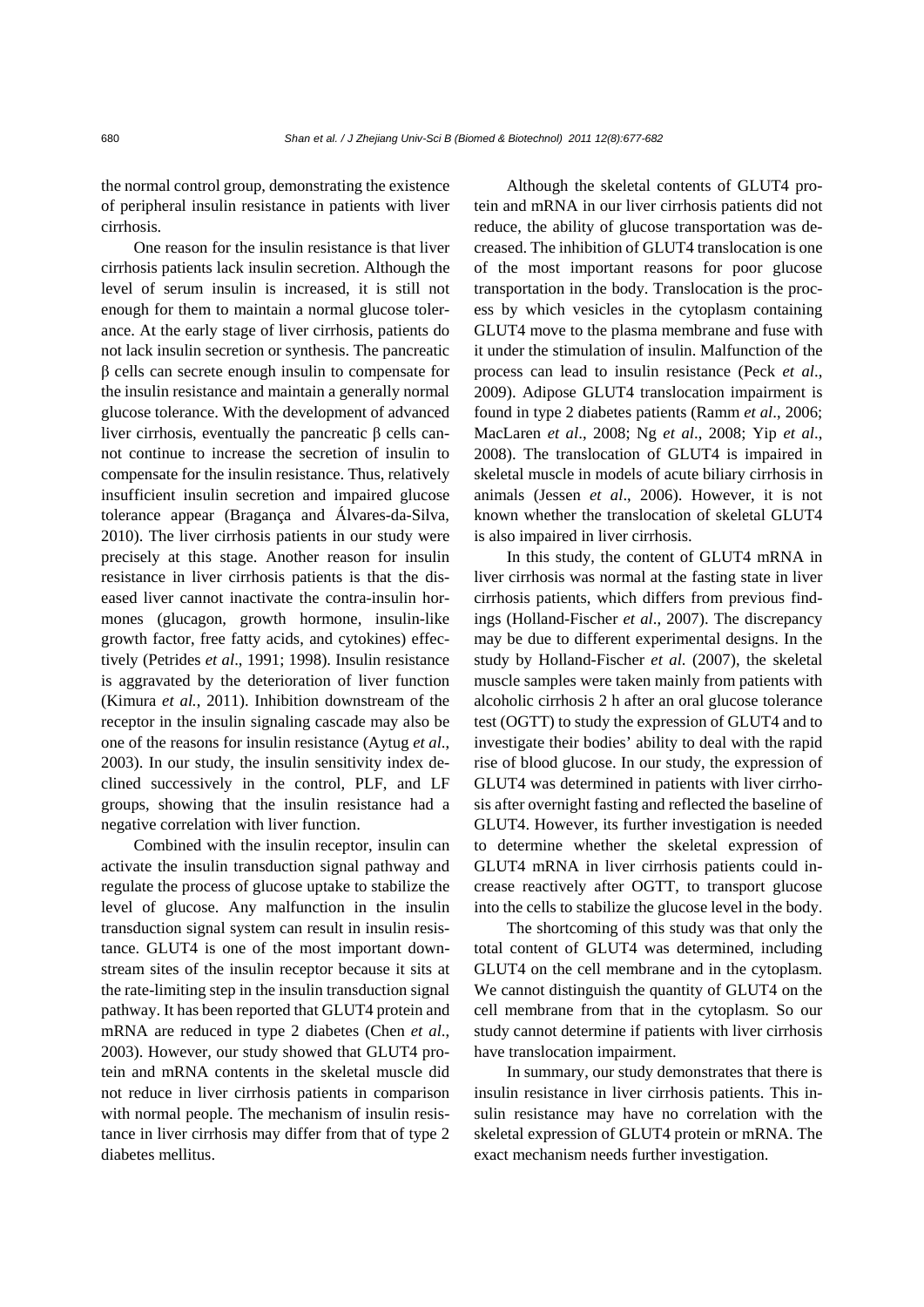the normal control group, demonstrating the existence of peripheral insulin resistance in patients with liver cirrhosis.

One reason for the insulin resistance is that liver cirrhosis patients lack insulin secretion. Although the level of serum insulin is increased, it is still not enough for them to maintain a normal glucose tolerance. At the early stage of liver cirrhosis, patients do not lack insulin secretion or synthesis. The pancreatic β cells can secrete enough insulin to compensate for the insulin resistance and maintain a generally normal glucose tolerance. With the development of advanced liver cirrhosis, eventually the pancreatic β cells cannot continue to increase the secretion of insulin to compensate for the insulin resistance. Thus, relatively insufficient insulin secretion and impaired glucose tolerance appear (Bragança and Álvares-da-Silva, 2010). The liver cirrhosis patients in our study were precisely at this stage. Another reason for insulin resistance in liver cirrhosis patients is that the diseased liver cannot inactivate the contra-insulin hormones (glucagon, growth hormone, insulin-like growth factor, free fatty acids, and cytokines) effectively (Petrides *et al*., 1991; 1998). Insulin resistance is aggravated by the deterioration of liver function (Kimura *et al.*, 2011). Inhibition downstream of the receptor in the insulin signaling cascade may also be one of the reasons for insulin resistance (Aytug *et al*., 2003). In our study, the insulin sensitivity index declined successively in the control, PLF, and LF groups, showing that the insulin resistance had a negative correlation with liver function.

Combined with the insulin receptor, insulin can activate the insulin transduction signal pathway and regulate the process of glucose uptake to stabilize the level of glucose. Any malfunction in the insulin transduction signal system can result in insulin resistance. GLUT4 is one of the most important downstream sites of the insulin receptor because it sits at the rate-limiting step in the insulin transduction signal pathway. It has been reported that GLUT4 protein and mRNA are reduced in type 2 diabetes (Chen *et al.*, 2003). However, our study showed that GLUT4 protein and mRNA contents in the skeletal muscle did not reduce in liver cirrhosis patients in comparison with normal people. The mechanism of insulin resistance in liver cirrhosis may differ from that of type 2 diabetes mellitus.

Although the skeletal contents of GLUT4 protein and mRNA in our liver cirrhosis patients did not reduce, the ability of glucose transportation was decreased. The inhibition of GLUT4 translocation is one of the most important reasons for poor glucose transportation in the body. Translocation is the process by which vesicles in the cytoplasm containing GLUT4 move to the plasma membrane and fuse with it under the stimulation of insulin. Malfunction of the process can lead to insulin resistance (Peck *et al*., 2009). Adipose GLUT4 translocation impairment is found in type 2 diabetes patients (Ramm *et al*., 2006; MacLaren *et al*., 2008; Ng *et al*., 2008; Yip *et al*., 2008). The translocation of GLUT4 is impaired in skeletal muscle in models of acute biliary cirrhosis in animals (Jessen *et al*., 2006). However, it is not known whether the translocation of skeletal GLUT4 is also impaired in liver cirrhosis.

In this study, the content of GLUT4 mRNA in liver cirrhosis was normal at the fasting state in liver cirrhosis patients, which differs from previous findings (Holland-Fischer *et al*., 2007). The discrepancy may be due to different experimental designs. In the study by Holland-Fischer *et al.* (2007), the skeletal muscle samples were taken mainly from patients with alcoholic cirrhosis 2 h after an oral glucose tolerance test (OGTT) to study the expression of GLUT4 and to investigate their bodies' ability to deal with the rapid rise of blood glucose. In our study, the expression of GLUT4 was determined in patients with liver cirrhosis after overnight fasting and reflected the baseline of GLUT4. However, its further investigation is needed to determine whether the skeletal expression of GLUT4 mRNA in liver cirrhosis patients could increase reactively after OGTT, to transport glucose into the cells to stabilize the glucose level in the body.

The shortcoming of this study was that only the total content of GLUT4 was determined, including GLUT4 on the cell membrane and in the cytoplasm. We cannot distinguish the quantity of GLUT4 on the cell membrane from that in the cytoplasm. So our study cannot determine if patients with liver cirrhosis have translocation impairment.

In summary, our study demonstrates that there is insulin resistance in liver cirrhosis patients. This insulin resistance may have no correlation with the skeletal expression of GLUT4 protein or mRNA. The exact mechanism needs further investigation.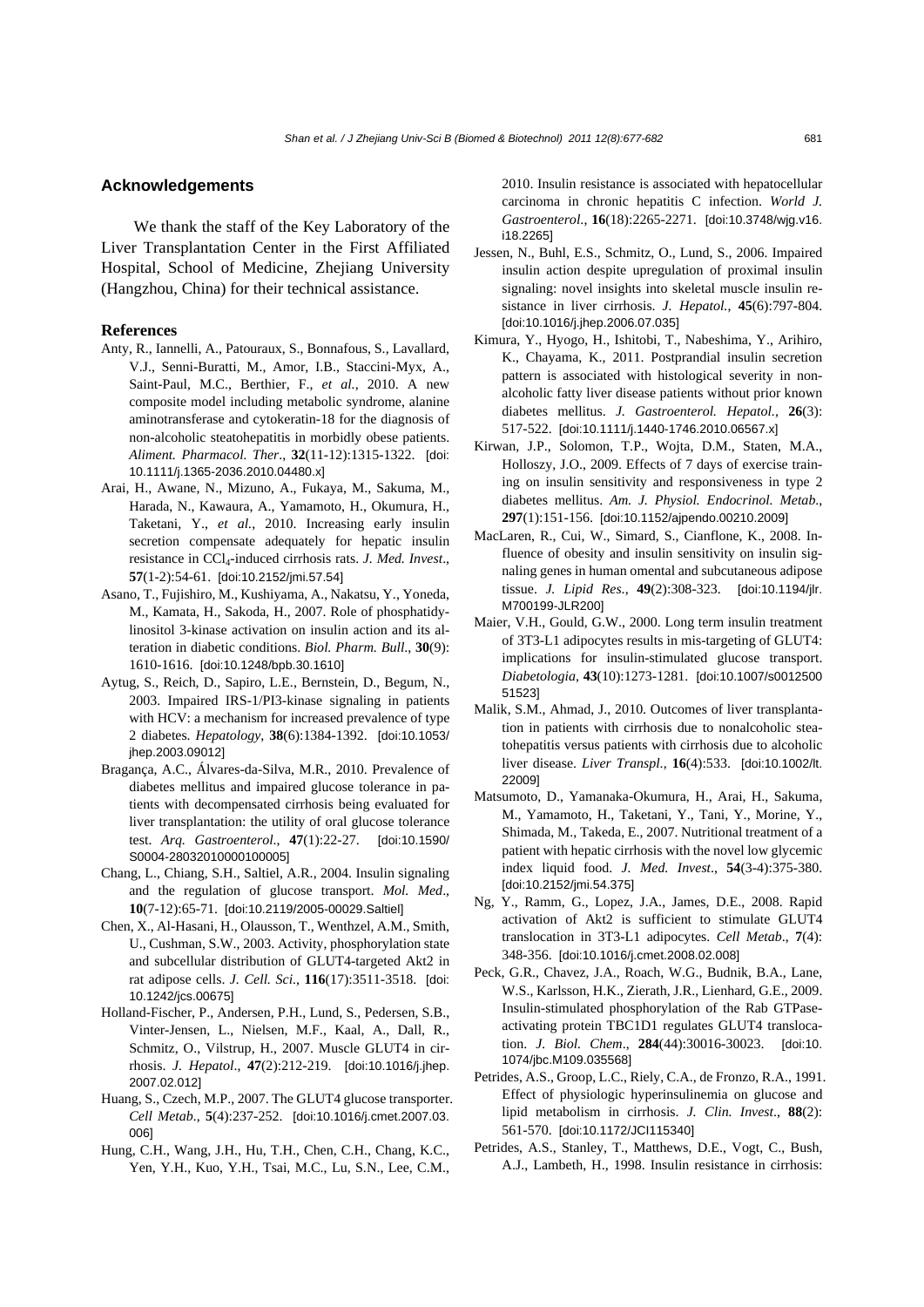## Acknowledgements

We thank the staff of the Key Laboratory of the Liver Transplantation Center in the First Affiliated Hospital, School of Medicine, Zhejiang University (Hangzhou, China) for their technical assistance.

## References

Anty, R., Iannelli, A., Patouraux, S., Bonnafous, S., Lavallard, V.J., Senni-Buratti, M., Amor, I.B., Staccini-Myx, A., Saint-Paul, M.C., Berthier, F., *et al.*, 2010. A new composite model including metabolic syndrome, alanine aminotransferase and cytokeratin-18 for the diagnosis of non-alcoholic steatohepatitis in morbidly obese patients. *Aliment. Pharmacol. Ther*., **32**(11-12):1315-1322. [doi:10.1111/j.1365-2036.2010.04480.x]

Arai, H., Awane, N., Mizuno, A., Fukaya, M., Sakuma, M., Harada, N., Kawaura, A., Yamamoto, H., Okumura, H., Taketani, Y., *et al.*, 2010. Increasing early insulin secretion compensate adequately for hepatic insulin resistance in $CCl_4$-induced cirrhosis rats. *J. Med. Invest*., **57**(1-2):54-61. [doi:10.2152/jmi.57.54]

Asano, T., Fujishiro, M., Kushiyama, A., Nakatsu, Y., Yoneda, M., Kamata, H., Sakoda, H., 2007. Role of phosphatidylinositol 3-kinase activation on insulin action and its alteration in diabetic conditions. *Biol. Pharm. Bull*., **30**(9): 1610-1616. [doi:10.1248/bpb.30.1610]

Aytug, S., Reich, D., Sapiro, L.E., Bernstein, D., Begum, N., 2003. Impaired IRS-1/PI3-kinase signaling in patients with HCV: a mechanism for increased prevalence of type 2 diabetes. *Hepatology*, **38**(6):1384-1392. [doi:10.1053/jhep.2003.09012]

Bragança, A.C., Álvares-da-Silva, M.R., 2010. Prevalence of diabetes mellitus and impaired glucose tolerance in patients with decompensated cirrhosis being evaluated for liver transplantation: the utility of oral glucose tolerance test. *Arq. Gastroenterol*., **47**(1):22-27. [doi:10.1590/S0004-28032010000100005]

Chang, L., Chiang, S.H., Saltiel, A.R., 2004. Insulin signaling and the regulation of glucose transport. *Mol. Med*., **10**(7-12):65-71. [doi:10.2119/2005-00029.Saltiel]

Chen, X., Al-Hasani, H., Olausson, T., Wenthzel, A.M., Smith, U., Cushman, S.W., 2003. Activity, phosphorylation state and subcellular distribution of GLUT4-targeted Akt2 in rat adipose cells. *J. Cell. Sci.*, **116**(17):3511-3518. [doi:10.1242/jcs.00675]

Holland-Fischer, P., Andersen, P.H., Lund, S., Pedersen, S.B., Vinter-Jensen, L., Nielsen, M.F., Kaal, A., Dall, R., Schmitz, O., Vilstrup, H., 2007. Muscle GLUT4 in cirrhosis. *J. Hepatol*., **47**(2):212-219. [doi:10.1016/j.jhep.2007.02.012]

Huang, S., Czech, M.P., 2007. The GLUT4 glucose transporter. *Cell Metab*., **5**(4):237-252. [doi:10.1016/j.cmet.2007.03.006]

Hung, C.H., Wang, J.H., Hu, T.H., Chen, C.H., Chang, K.C., Yen, Y.H., Kuo, Y.H., Tsai, M.C., Lu, S.N., Lee, C.M., 2010. Insulin resistance is associated with hepatocellular carcinoma in chronic hepatitis C infection. *World J. Gastroenterol.*, **16**(18):2265-2271. [doi:10.3748/wjg.v16.i18.2265]

Jessen, N., Buhl, E.S., Schmitz, O., Lund, S., 2006. Impaired insulin action despite upregulation of proximal insulin signaling: novel insights into skeletal muscle insulin resistance in liver cirrhosis. *J. Hepatol.*, **45**(6):797-804. [doi:10.1016/j.jhep.2006.07.035]

Kimura, Y., Hyogo, H., Ishitobi, T., Nabeshima, Y., Arihiro, K., Chayama, K., 2011. Postprandial insulin secretion pattern is associated with histological severity in non-alcoholic fatty liver disease patients without prior known diabetes mellitus. *J. Gastroenterol. Hepatol.*, **26**(3): 517-522. [doi:10.1111/j.1440-1746.2010.06567.x]

Kirwan, J.P., Solomon, T.P., Wojta, D.M., Staten, M.A., Holloszy, J.O., 2009. Effects of 7 days of exercise training on insulin sensitivity and responsiveness in type 2 diabetes mellitus. *Am. J. Physiol. Endocrinol. Metab*., **297**(1):151-156. [doi:10.1152/ajpendo.00210.2009]

MacLaren, R., Cui, W., Simard, S., Cianflone, K., 2008. Influence of obesity and insulin sensitivity on insulin signaling genes in human omental and subcutaneous adipose tissue. *J. Lipid Res*., **49**(2):308-323. [doi:10.1194/jlr.M700199-JLR200]

Maier, V.H., Gould, G.W., 2000. Long term insulin treatment of 3T3-L1 adipocytes results in mis-targeting of GLUT4: implications for insulin-stimulated glucose transport. *Diabetologia*, **43**(10):1273-1281. [doi:10.1007/s001250051523]

Malik, S.M., Ahmad, J., 2010. Outcomes of liver transplantation in patients with cirrhosis due to nonalcoholic steatohepatitis versus patients with cirrhosis due to alcoholic liver disease. *Liver Transpl.*, **16**(4):533. [doi:10.1002/lt.22009]

Matsumoto, D., Yamanaka-Okumura, H., Arai, H., Sakuma, M., Yamamoto, H., Taketani, Y., Tani, Y., Morine, Y., Shimada, M., Takeda, E., 2007. Nutritional treatment of a patient with hepatic cirrhosis with the novel low glycemic index liquid food. *J. Med. Invest*., **54**(3-4):375-380. [doi:10.2152/jmi.54.375]

Ng, Y., Ramm, G., Lopez, J.A., James, D.E., 2008. Rapid activation of Akt2 is sufficient to stimulate GLUT4 translocation in 3T3-L1 adipocytes. *Cell Metab*., **7**(4): 348-356. [doi:10.1016/j.cmet.2008.02.008]

Peck, G.R., Chavez, J.A., Roach, W.G., Budnik, B.A., Lane, W.S., Karlsson, H.K., Zierath, J.R., Lienhard, G.E., 2009. Insulin-stimulated phosphorylation of the Rab GTPase-activating protein TBC1D1 regulates GLUT4 translocation. *J. Biol. Chem*., **284**(44):30016-30023. [doi:10.1074/jbc.M109.035568]

Petrides, A.S., Groop, L.C., Riely, C.A., de Fronzo, R.A., 1991. Effect of physiologic hyperinsulinemia on glucose and lipid metabolism in cirrhosis. *J. Clin. Invest*., **88**(2): 561-570. [doi:10.1172/JCI115340]

Petrides, A.S., Stanley, T., Matthews, D.E., Vogt, C., Bush, A.J., Lambeth, H., 1998. Insulin resistance in cirrhosis: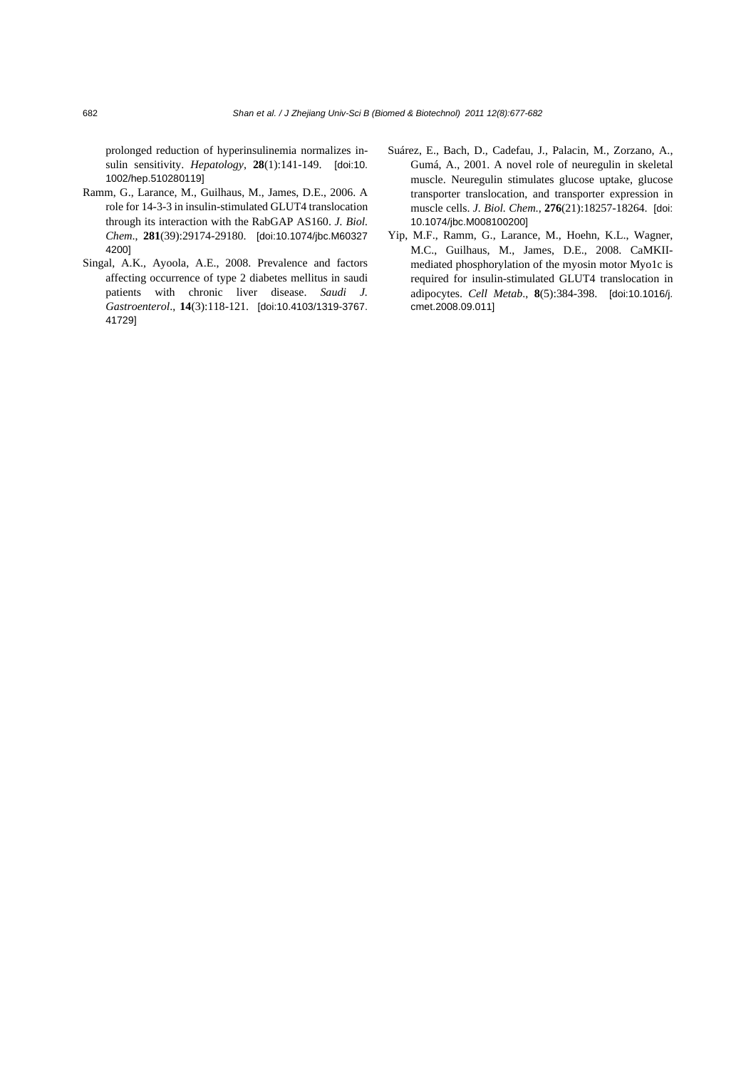prolonged reduction of hyperinsulinemia normalizes insulin sensitivity. *Hepatology*, **28**(1):141-149. [doi:10.1002/hep.510280119]

Ramm, G., Larance, M., Guilhaus, M., James, D.E., 2006. A role for 14-3-3 in insulin-stimulated GLUT4 translocation through its interaction with the RabGAP AS160. *J. Biol. Chem.*, **281**(39):29174-29180. [doi:10.1074/jbc.M603274200]

Singal, A.K., Ayoola, A.E., 2008. Prevalence and factors affecting occurrence of type 2 diabetes mellitus in saudi patients with chronic liver disease. *Saudi J. Gastroenterol.*, **14**(3):118-121. [doi:10.4103/1319-3767.41729]

Suárez, E., Bach, D., Cadefau, J., Palacin, M., Zorzano, A., Gumá, A., 2001. A novel role of neuregulin in skeletal muscle. Neuregulin stimulates glucose uptake, glucose transporter translocation, and transporter expression in muscle cells. *J. Biol. Chem.*, **276**(21):18257-18264. [doi:10.1074/jbc.M008100200]

Yip, M.F., Ramm, G., Larance, M., Hoehn, K.L., Wagner, M.C., Guilhaus, M., James, D.E., 2008. CaMKII-mediated phosphorylation of the myosin motor Myo1c is required for insulin-stimulated GLUT4 translocation in adipocytes. *Cell Metab.*, **8**(5):384-398. [doi:10.1016/j.cmet.2008.09.011]